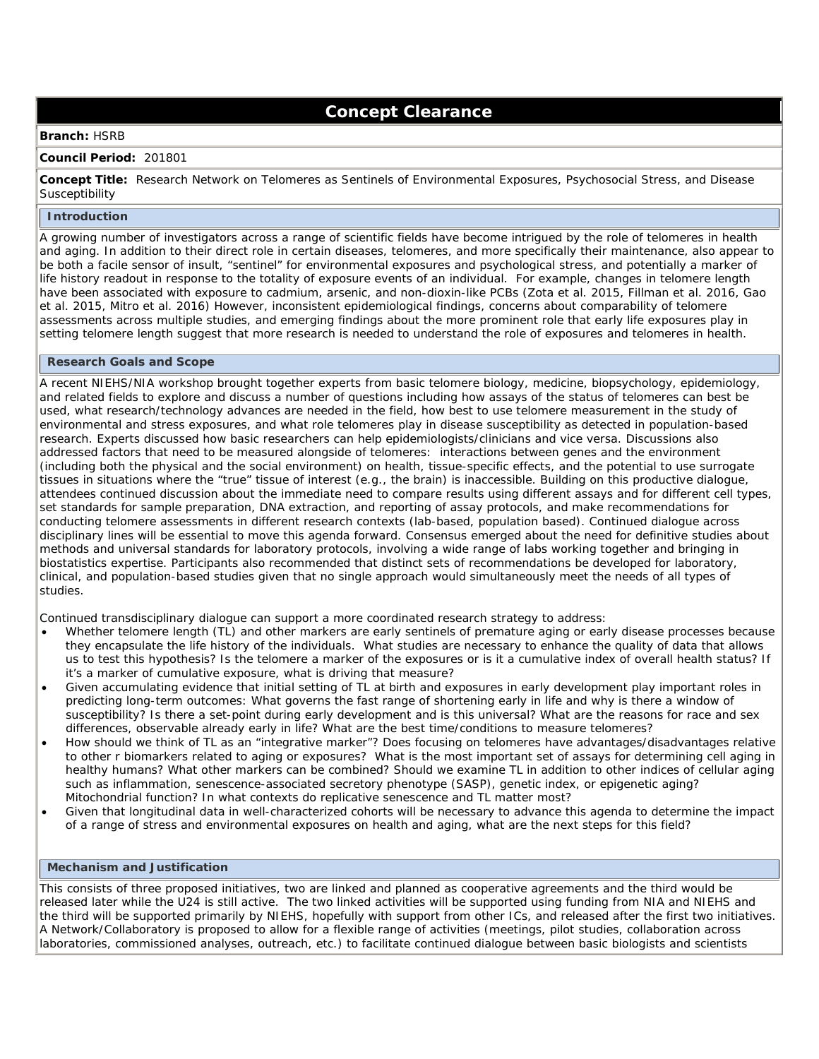# Concept Clearance

**Branch:** HSRB

**Council Period:** 201801

**Concept Title:** Research Network on Telomeres as Sentinels of Environmental Exposures, Psychosocial Stress, and Disease Susceptibility

## Introduction

A growing number of investigators across a range of scientific fields have become intrigued by the role of telomeres in health and aging. In addition to their direct role in certain diseases, telomeres, and more specifically their maintenance, also appear to be both a facile sensor of insult, "sentinel" for environmental exposures and psychological stress, and potentially a marker of life history readout in response to the totality of exposure events of an individual. For example, changes in telomere length have been associated with exposure to cadmium, arsenic, and non-dioxin-like PCBs (Zota et al. 2015, Fillman et al. 2016, Gao et al. 2015, Mitro et al. 2016) However, inconsistent epidemiological findings, concerns about comparability of telomere assessments across multiple studies, and emerging findings about the more prominent role that early life exposures play in setting telomere length suggest that more research is needed to understand the role of exposures and telomeres in health.

## Research Goals and Scope

A recent NIEHS/NIA workshop brought together experts from basic telomere biology, medicine, biopsychology, epidemiology, and related fields to explore and discuss a number of questions including how assays of the status of telomeres can best be used, what research/technology advances are needed in the field, how best to use telomere measurement in the study of environmental and stress exposures, and what role telomeres play in disease susceptibility as detected in population-based research. Experts discussed how basic researchers can help epidemiologists/clinicians and vice versa. Discussions also addressed factors that need to be measured alongside of telomeres: interactions between genes and the environment (including both the physical and the social environment) on health, tissue-specific effects, and the potential to use surrogate tissues in situations where the "true" tissue of interest (e.g., the brain) is inaccessible. Building on this productive dialogue, attendees continued discussion about the immediate need to compare results using different assays and for different cell types, set standards for sample preparation, DNA extraction, and reporting of assay protocols, and make recommendations for conducting telomere assessments in different research contexts (lab-based, population based). Continued dialogue across disciplinary lines will be essential to move this agenda forward. Consensus emerged about the need for definitive studies about methods and universal standards for laboratory protocols, involving a wide range of labs working together and bringing in biostatistics expertise. Participants also recommended that distinct sets of recommendations be developed for laboratory, clinical, and population-based studies given that no single approach would simultaneously meet the needs of all types of studies.

Continued transdisciplinary dialogue can support a more coordinated research strategy to address:

- Whether telomere length (TL) and other markers are early sentinels of premature aging or early disease processes because they encapsulate the life history of the individuals. What studies are necessary to enhance the quality of data that allows us to test this hypothesis? Is the telomere a marker of the exposures or is it a cumulative index of overall health status? If it's a marker of cumulative exposure, what is driving that measure?
- Given accumulating evidence that initial setting of TL at birth and exposures in early development play important roles in predicting long-term outcomes: What governs the fast range of shortening early in life and why is there a window of susceptibility? Is there a set-point during early development and is this universal? What are the reasons for race and sex differences, observable already early in life? What are the best time/conditions to measure telomeres?
- How should we think of TL as an "integrative marker"? Does focusing on telomeres have advantages/disadvantages relative to other r biomarkers related to aging or exposures? What is the most important set of assays for determining cell aging in healthy humans? What other markers can be combined? Should we examine TL in addition to other indices of cellular aging such as inflammation, senescence-associated secretory phenotype (SASP), genetic index, or epigenetic aging? Mitochondrial function? In what contexts do replicative senescence and TL matter most?
- Given that longitudinal data in well-characterized cohorts will be necessary to advance this agenda to determine the impact of a range of stress and environmental exposures on health and aging, what are the next steps for this field?

## Mechanism and Justification

This consists of three proposed initiatives, two are linked and planned as cooperative agreements and the third would be released later while the U24 is still active. The two linked activities will be supported using funding from NIA and NIEHS and the third will be supported primarily by NIEHS, hopefully with support from other ICs, and released after the first two initiatives. A Network/Collaboratory is proposed to allow for a flexible range of activities (meetings, pilot studies, collaboration across laboratories, commissioned analyses, outreach, etc.) to facilitate continued dialogue between basic biologists and scientists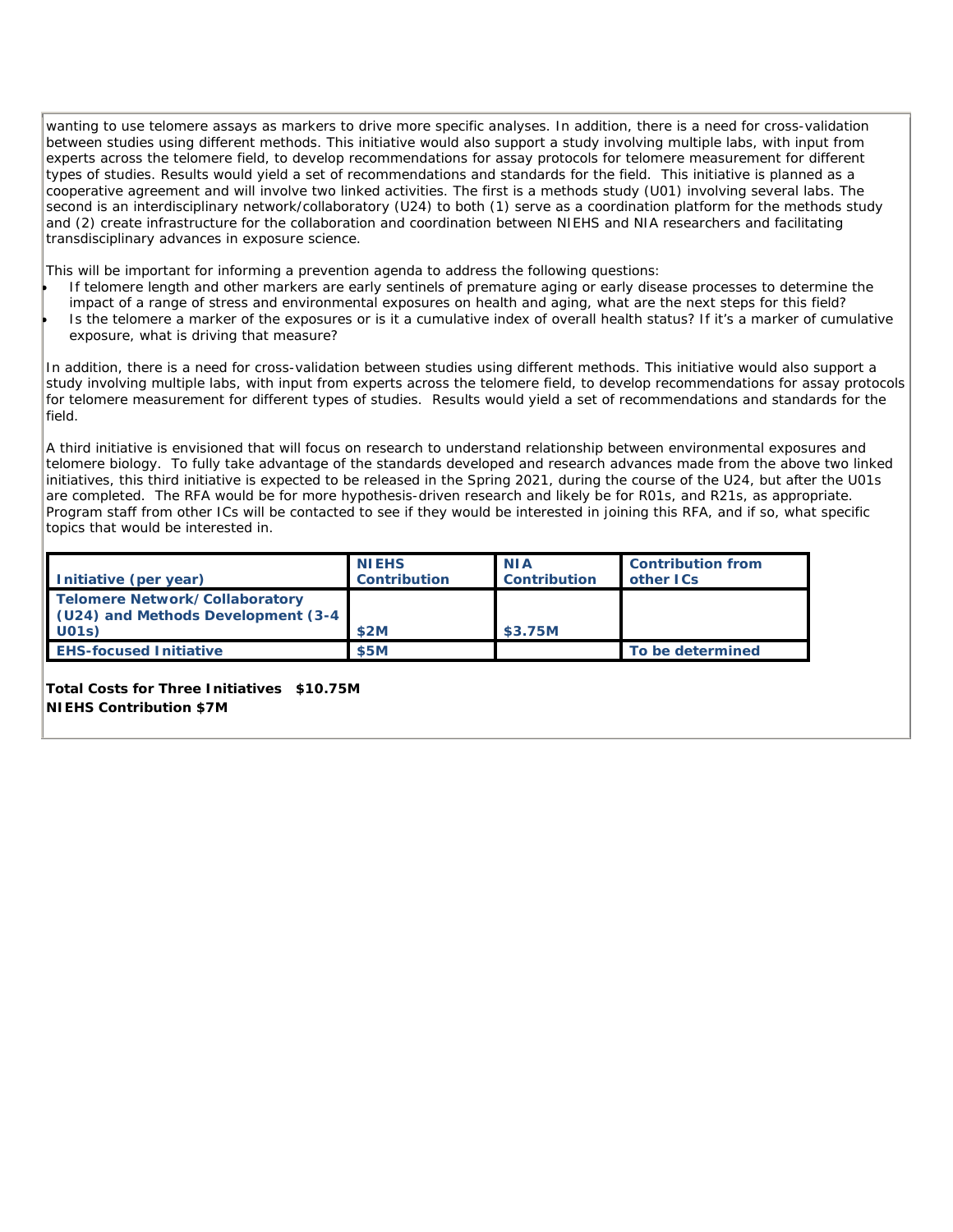wanting to use telomere assays as markers to drive more specific analyses. In addition, there is a need for cross-validation between studies using different methods. This initiative would also support a study involving multiple labs, with input from experts across the telomere field, to develop recommendations for assay protocols for telomere measurement for different types of studies. Results would yield a set of recommendations and standards for the field. This initiative is planned as a cooperative agreement and will involve two linked activities. The first is a methods study (U01) involving several labs. The second is an interdisciplinary network/collaboratory (U24) to both (1) serve as a coordination platform for the methods study and (2) create infrastructure for the collaboration and coordination between NIEHS and NIA researchers and facilitating transdisciplinary advances in exposure science.

This will be important for informing a prevention agenda to address the following questions:

- If telomere length and other markers are early sentinels of premature aging or early disease processes to determine the impact of a range of stress and environmental exposures on health and aging, what are the next steps for this field?
- Is the telomere a marker of the exposures or is it a cumulative index of overall health status? If it's a marker of cumulative exposure, what is driving that measure?

In addition, there is a need for cross-validation between studies using different methods. This initiative would also support a study involving multiple labs, with input from experts across the telomere field, to develop recommendations for assay protocols for telomere measurement for different types of studies. Results would yield a set of recommendations and standards for the field.

A third initiative is envisioned that will focus on research to understand relationship between environmental exposures and telomere biology. To fully take advantage of the standards developed and research advances made from the above two linked initiatives, this third initiative is expected to be released in the Spring 2021, during the course of the U24, but after the U01s are completed. The RFA would be for more hypothesis-driven research and likely be for R01s, and R21s, as appropriate. Program staff from other ICs will be contacted to see if they would be interested in joining this RFA, and if so, what specific topics that would be interested in.

| Initiative (per year) | NIEHS Contribution | NIA Contribution | Contribution from other ICs |
|---|---|---|---|
| Telomere Network/Collaboratory (U24) and Methods Development (3-4 U01s) | $2M | $3.75M | |
| EHS-focused Initiative | $5M | | To be determined |

**Total Costs for Three Initiatives $10.75M**
**NIEHS Contribution $7M**